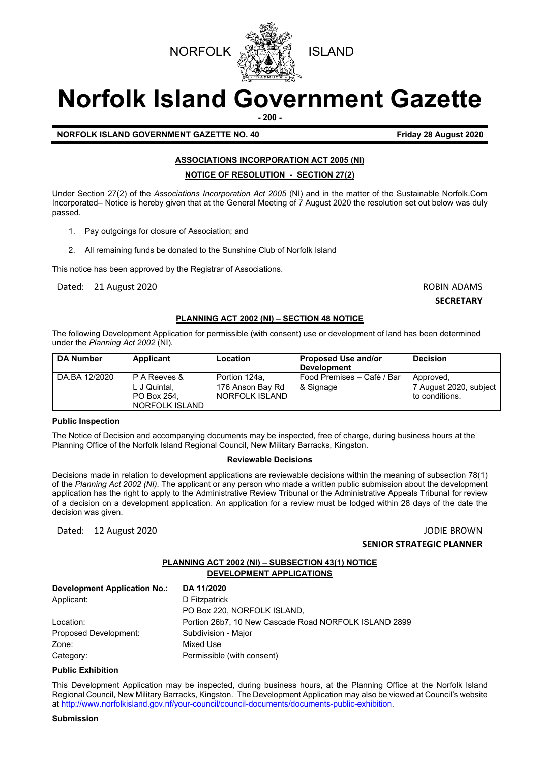NORFOLK ISLAND

# Norfolk Island Government Gazette

**NORFOLK ISLAND GOVERNMENT GAZETTE NO. 40** **Friday 28 August 2020**

## ASSOCIATIONS INCORPORATION ACT 2005 (NI)

### NOTICE OF RESOLUTION - SECTION 27(2)

Under Section 27(2) of the *Associations Incorporation Act 2005* (NI) and in the matter of the Sustainable Norfolk.Com Incorporated– Notice is hereby given that at the General Meeting of 7 August 2020 the resolution set out below was duly passed.

1. Pay outgoings for closure of Association; and
2. All remaining funds be donated to the Sunshine Club of Norfolk Island

This notice has been approved by the Registrar of Associations.

Dated: 21 August 2020

ROBIN ADAMS
**SECRETARY**

## PLANNING ACT 2002 (NI) – SECTION 48 NOTICE

The following Development Application for permissible (with consent) use or development of land has been determined under the *Planning Act 2002* (NI).

| DA Number | Applicant | Location | Proposed Use and/or Development | Decision |
|---|---|---|---|---|
| DA.BA 12/2020 | P A Reeves & L J Quintal, PO Box 254, NORFOLK ISLAND | Portion 124a, 176 Anson Bay Rd NORFOLK ISLAND | Food Premises – Café / Bar & Signage | Approved, 7 August 2020, subject to conditions. |

**Public Inspection**

The Notice of Decision and accompanying documents may be inspected, free of charge, during business hours at the Planning Office of the Norfolk Island Regional Council, New Military Barracks, Kingston.

**Reviewable Decisions**

Decisions made in relation to development applications are reviewable decisions within the meaning of subsection 78(1) of the *Planning Act 2002 (NI).* The applicant or any person who made a written public submission about the development application has the right to apply to the Administrative Review Tribunal or the Administrative Appeals Tribunal for review of a decision on a development application. An application for a review must be lodged within 28 days of the date the decision was given.

Dated: 12 August 2020

JODIE BROWN
**SENIOR STRATEGIC PLANNER**

## PLANNING ACT 2002 (NI) – SUBSECTION 43(1) NOTICE
### DEVELOPMENT APPLICATIONS

**Development Application No.:** **DA 11/2020**
Applicant: D Fitzpatrick
PO Box 220, NORFOLK ISLAND,
Location: Portion 26b7, 10 New Cascade Road NORFOLK ISLAND 2899
Proposed Development: Subdivision - Major
Zone: Mixed Use
Category: Permissible (with consent)

**Public Exhibition**

This Development Application may be inspected, during business hours, at the Planning Office at the Norfolk Island Regional Council, New Military Barracks, Kingston. The Development Application may also be viewed at Council's website at http://www.norfolkisland.gov.nf/your-council/council-documents/documents-public-exhibition.

**Submission**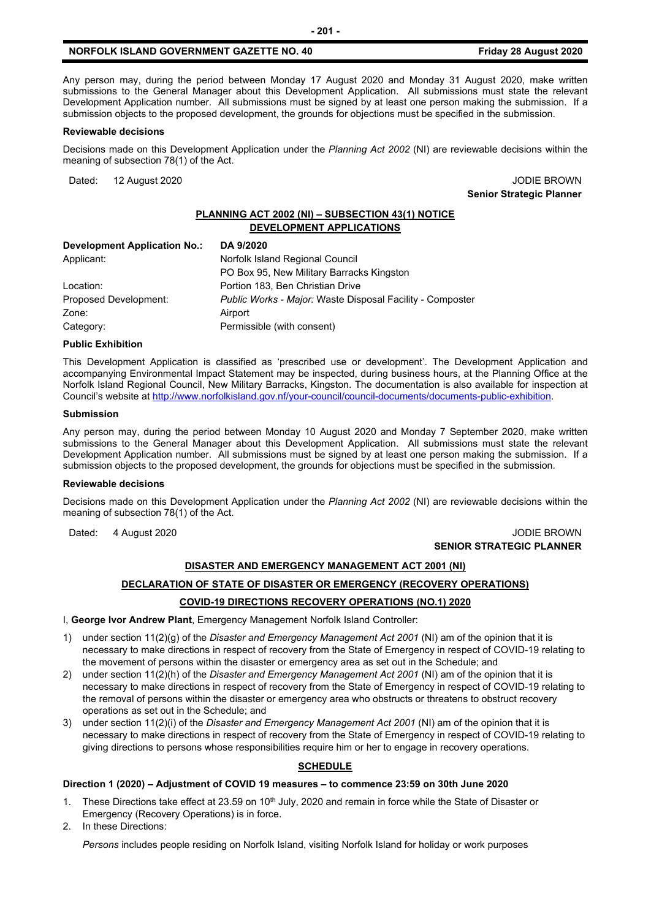Any person may, during the period between Monday 17 August 2020 and Monday 31 August 2020, make written submissions to the General Manager about this Development Application. All submissions must state the relevant Development Application number. All submissions must be signed by at least one person making the submission. If a submission objects to the proposed development, the grounds for objections must be specified in the submission.

**Reviewable decisions**

Decisions made on this Development Application under the *Planning Act 2002* (NI) are reviewable decisions within the meaning of subsection 78(1) of the Act.

Dated: 12 August 2020 JODIE BROWN

**Senior Strategic Planner**

## PLANNING ACT 2002 (NI) – SUBSECTION 43(1) NOTICE
## DEVELOPMENT APPLICATIONS

| **Development Application No.:** | **DA 9/2020** |
|---|---|
| Applicant: | Norfolk Island Regional Council<br>PO Box 95, New Military Barracks Kingston |
| Location: | Portion 183, Ben Christian Drive |
| Proposed Development: | *Public Works - Major:* Waste Disposal Facility - Composter |
| Zone: | Airport |
| Category: | Permissible (with consent) |

**Public Exhibition**

This Development Application is classified as 'prescribed use or development'. The Development Application and accompanying Environmental Impact Statement may be inspected, during business hours, at the Planning Office at the Norfolk Island Regional Council, New Military Barracks, Kingston. The documentation is also available for inspection at Council's website at http://www.norfolkisland.gov.nf/your-council/council-documents/documents-public-exhibition.

**Submission**

Any person may, during the period between Monday 10 August 2020 and Monday 7 September 2020, make written submissions to the General Manager about this Development Application. All submissions must state the relevant Development Application number. All submissions must be signed by at least one person making the submission. If a submission objects to the proposed development, the grounds for objections must be specified in the submission.

**Reviewable decisions**

Decisions made on this Development Application under the *Planning Act 2002* (NI) are reviewable decisions within the meaning of subsection 78(1) of the Act.

Dated: 4 August 2020 JODIE BROWN

**SENIOR STRATEGIC PLANNER**

## DISASTER AND EMERGENCY MANAGEMENT ACT 2001 (NI)
## DECLARATION OF STATE OF DISASTER OR EMERGENCY (RECOVERY OPERATIONS)
## COVID-19 DIRECTIONS RECOVERY OPERATIONS (NO.1) 2020

I, **George Ivor Andrew Plant**, Emergency Management Norfolk Island Controller:

1) under section 11(2)(g) of the *Disaster and Emergency Management Act 2001* (NI) am of the opinion that it is necessary to make directions in respect of recovery from the State of Emergency in respect of COVID-19 relating to the movement of persons within the disaster or emergency area as set out in the Schedule; and
2) under section 11(2)(h) of the *Disaster and Emergency Management Act 2001* (NI) am of the opinion that it is necessary to make directions in respect of recovery from the State of Emergency in respect of COVID-19 relating to the removal of persons within the disaster or emergency area who obstructs or threatens to obstruct recovery operations as set out in the Schedule; and
3) under section 11(2)(i) of the *Disaster and Emergency Management Act 2001* (NI) am of the opinion that it is necessary to make directions in respect of recovery from the State of Emergency in respect of COVID-19 relating to giving directions to persons whose responsibilities require him or her to engage in recovery operations.

## SCHEDULE

**Direction 1 (2020) – Adjustment of COVID 19 measures – to commence 23:59 on 30th June 2020**

1. These Directions take effect at 23.59 on 10th July, 2020 and remain in force while the State of Disaster or Emergency (Recovery Operations) is in force.
2. In these Directions:

   *Persons* includes people residing on Norfolk Island, visiting Norfolk Island for holiday or work purposes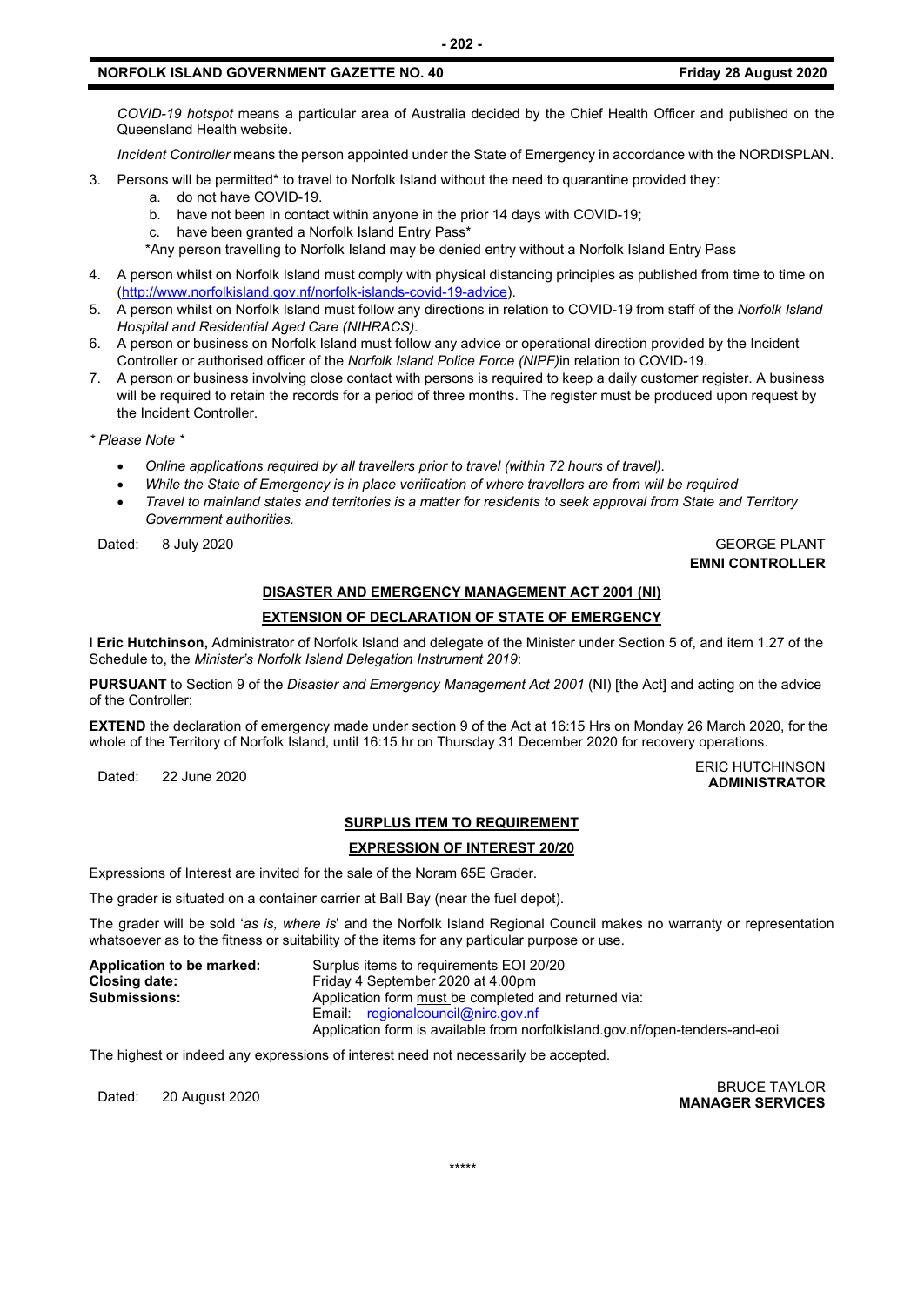*COVID-19 hotspot* means a particular area of Australia decided by the Chief Health Officer and published on the Queensland Health website.

*Incident Controller* means the person appointed under the State of Emergency in accordance with the NORDISPLAN.

3. Persons will be permitted* to travel to Norfolk Island without the need to quarantine provided they:
   a. do not have COVID-19.
   b. have not been in contact within anyone in the prior 14 days with COVID-19;
   c. have been granted a Norfolk Island Entry Pass*

   *Any person travelling to Norfolk Island may be denied entry without a Norfolk Island Entry Pass
4. A person whilst on Norfolk Island must comply with physical distancing principles as published from time to time on (http://www.norfolkisland.gov.nf/norfolk-islands-covid-19-advice).
5. A person whilst on Norfolk Island must follow any directions in relation to COVID-19 from staff of the *Norfolk Island Hospital and Residential Aged Care (NIHRACS).*
6. A person or business on Norfolk Island must follow any advice or operational direction provided by the Incident Controller or authorised officer of the *Norfolk Island Police Force (NIPF)*in relation to COVID-19.
7. A person or business involving close contact with persons is required to keep a daily customer register. A business will be required to retain the records for a period of three months. The register must be produced upon request by the Incident Controller.

*\* Please Note \**

- *Online applications required by all travellers prior to travel (within 72 hours of travel).*
- *While the State of Emergency is in place verification of where travellers are from will be required*
- *Travel to mainland states and territories is a matter for residents to seek approval from State and Territory Government authorities.*

Dated: 8 July 2020

GEORGE PLANT
**EMNI CONTROLLER**

## DISASTER AND EMERGENCY MANAGEMENT ACT 2001 (NI)

## EXTENSION OF DECLARATION OF STATE OF EMERGENCY

I **Eric Hutchinson,** Administrator of Norfolk Island and delegate of the Minister under Section 5 of, and item 1.27 of the Schedule to, the *Minister's Norfolk Island Delegation Instrument 2019*:

**PURSUANT** to Section 9 of the *Disaster and Emergency Management Act 2001* (NI) [the Act] and acting on the advice of the Controller;

**EXTEND** the declaration of emergency made under section 9 of the Act at 16:15 Hrs on Monday 26 March 2020, for the whole of the Territory of Norfolk Island, until 16:15 hr on Thursday 31 December 2020 for recovery operations.

Dated: 22 June 2020

ERIC HUTCHINSON
**ADMINISTRATOR**

## SURPLUS ITEM TO REQUIREMENT

## EXPRESSION OF INTEREST 20/20

Expressions of Interest are invited for the sale of the Noram 65E Grader.

The grader is situated on a container carrier at Ball Bay (near the fuel depot).

The grader will be sold '*as is, where is*' and the Norfolk Island Regional Council makes no warranty or representation whatsoever as to the fitness or suitability of the items for any particular purpose or use.

| | |
|---|---|
| **Application to be marked:** | Surplus items to requirements EOI 20/20 |
| **Closing date:** | Friday 4 September 2020 at 4.00pm |
| **Submissions:** | Application form must be completed and returned via:<br>Email: regionalcouncil@nirc.gov.nf<br>Application form is available from norfolkisland.gov.nf/open-tenders-and-eoi |

The highest or indeed any expressions of interest need not necessarily be accepted.

Dated: 20 August 2020

BRUCE TAYLOR
**MANAGER SERVICES**

\*\*\*\*\*